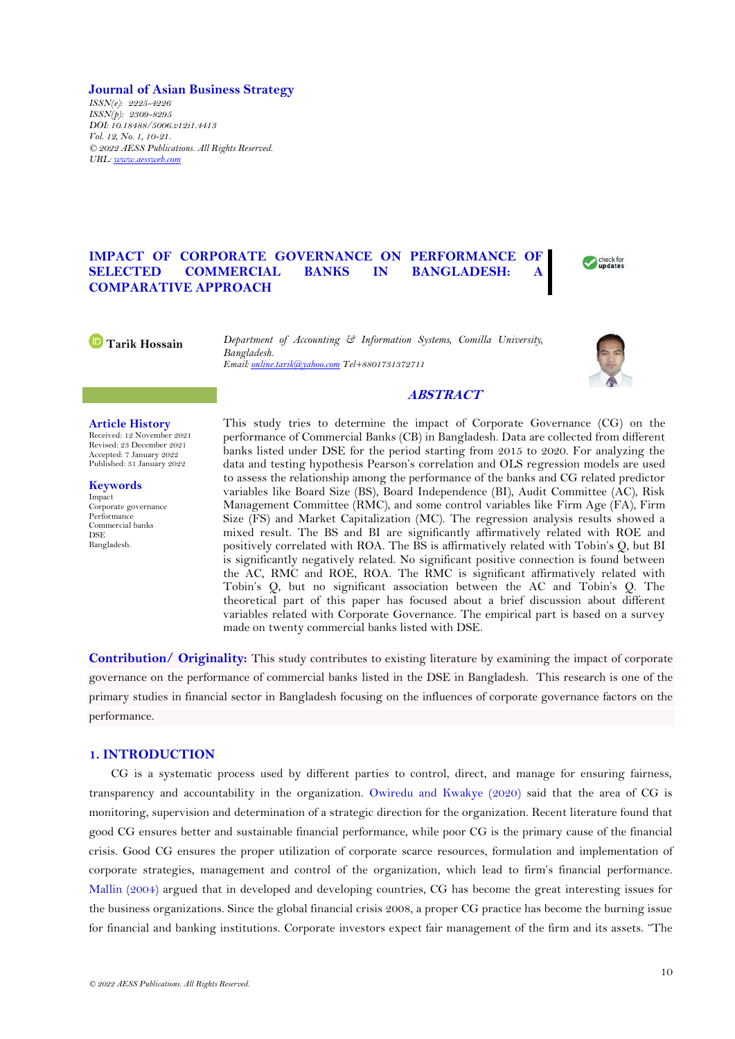**Journal of Asian Business Strategy**

*ISSN(e): 2225-4226*
*ISSN(p): 2309-8295*
*DOI: 10.18488/5006.v12i1.4413*
*Vol. 12, No. 1, 10-21.*
*© 2022 AESS Publications. All Rights Reserved.*
*URL: www.aessweb.com*

# IMPACT OF CORPORATE GOVERNANCE ON PERFORMANCE OF SELECTED COMMERCIAL BANKS IN BANGLADESH: A COMPARATIVE APPROACH

**Tarik Hossain**

*Department of Accounting & Information Systems, Comilla University, Bangladesh.*
*Email: online.tarik@yahoo.com Tel+8801731372711*

**Article History**
Received: 12 November 2021
Revised: 23 December 2021
Accepted: 7 January 2022
Published: 31 January 2022

**Keywords**
Impact
Corporate governance
Performance
Commercial banks
DSE
Bangladesh.

## ABSTRACT

This study tries to determine the impact of Corporate Governance (CG) on the performance of Commercial Banks (CB) in Bangladesh. Data are collected from different banks listed under DSE for the period starting from 2015 to 2020. For analyzing the data and testing hypothesis Pearson's correlation and OLS regression models are used to assess the relationship among the performance of the banks and CG related predictor variables like Board Size (BS), Board Independence (BI), Audit Committee (AC), Risk Management Committee (RMC), and some control variables like Firm Age (FA), Firm Size (FS) and Market Capitalization (MC). The regression analysis results showed a mixed result. The BS and BI are significantly affirmatively related with ROE and positively correlated with ROA. The BS is affirmatively related with Tobin's Q, but BI is significantly negatively related. No significant positive connection is found between the AC, RMC and ROE, ROA. The RMC is significant affirmatively related with Tobin's Q, but no significant association between the AC and Tobin's Q. The theoretical part of this paper has focused about a brief discussion about different variables related with Corporate Governance. The empirical part is based on a survey made on twenty commercial banks listed with DSE.

**Contribution/ Originality:** This study contributes to existing literature by examining the impact of corporate governance on the performance of commercial banks listed in the DSE in Bangladesh. This research is one of the primary studies in financial sector in Bangladesh focusing on the influences of corporate governance factors on the performance.

## 1. INTRODUCTION

CG is a systematic process used by different parties to control, direct, and manage for ensuring fairness, transparency and accountability in the organization. Owiredu and Kwakye (2020) said that the area of CG is monitoring, supervision and determination of a strategic direction for the organization. Recent literature found that good CG ensures better and sustainable financial performance, while poor CG is the primary cause of the financial crisis. Good CG ensures the proper utilization of corporate scarce resources, formulation and implementation of corporate strategies, management and control of the organization, which lead to firm's financial performance. Mallin (2004) argued that in developed and developing countries, CG has become the great interesting issues for the business organizations. Since the global financial crisis 2008, a proper CG practice has become the burning issue for financial and banking institutions. Corporate investors expect fair management of the firm and its assets. "The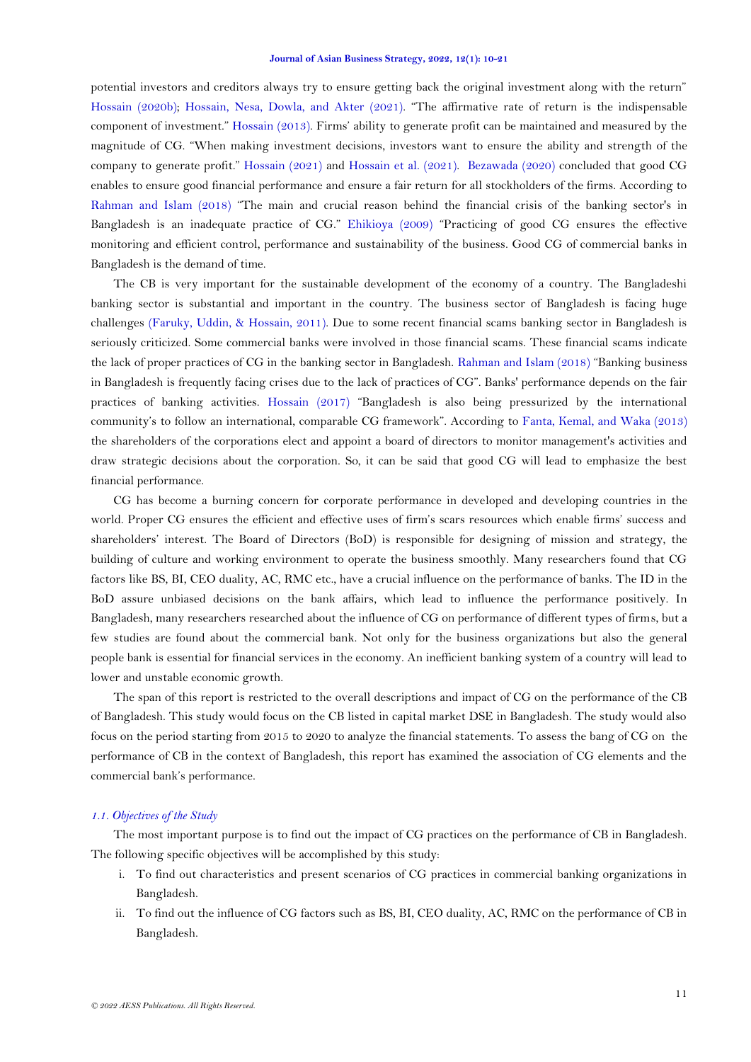potential investors and creditors always try to ensure getting back the original investment along with the return" Hossain (2020b); Hossain, Nesa, Dowla, and Akter (2021). "The affirmative rate of return is the indispensable component of investment." Hossain (2013). Firms' ability to generate profit can be maintained and measured by the magnitude of CG. "When making investment decisions, investors want to ensure the ability and strength of the company to generate profit." Hossain (2021) and Hossain et al. (2021). Bezawada (2020) concluded that good CG enables to ensure good financial performance and ensure a fair return for all stockholders of the firms. According to Rahman and Islam (2018) "The main and crucial reason behind the financial crisis of the banking sector's in Bangladesh is an inadequate practice of CG." Ehikioya (2009) "Practicing of good CG ensures the effective monitoring and efficient control, performance and sustainability of the business. Good CG of commercial banks in Bangladesh is the demand of time.

The CB is very important for the sustainable development of the economy of a country. The Bangladeshi banking sector is substantial and important in the country. The business sector of Bangladesh is facing huge challenges (Faruky, Uddin, & Hossain, 2011). Due to some recent financial scams banking sector in Bangladesh is seriously criticized. Some commercial banks were involved in those financial scams. These financial scams indicate the lack of proper practices of CG in the banking sector in Bangladesh. Rahman and Islam (2018) "Banking business in Bangladesh is frequently facing crises due to the lack of practices of CG". Banks' performance depends on the fair practices of banking activities. Hossain (2017) "Bangladesh is also being pressurized by the international community's to follow an international, comparable CG framework". According to Fanta, Kemal, and Waka (2013) the shareholders of the corporations elect and appoint a board of directors to monitor management's activities and draw strategic decisions about the corporation. So, it can be said that good CG will lead to emphasize the best financial performance.

CG has become a burning concern for corporate performance in developed and developing countries in the world. Proper CG ensures the efficient and effective uses of firm's scars resources which enable firms' success and shareholders' interest. The Board of Directors (BoD) is responsible for designing of mission and strategy, the building of culture and working environment to operate the business smoothly. Many researchers found that CG factors like BS, BI, CEO duality, AC, RMC etc., have a crucial influence on the performance of banks. The ID in the BoD assure unbiased decisions on the bank affairs, which lead to influence the performance positively. In Bangladesh, many researchers researched about the influence of CG on performance of different types of firms, but a few studies are found about the commercial bank. Not only for the business organizations but also the general people bank is essential for financial services in the economy. An inefficient banking system of a country will lead to lower and unstable economic growth.

The span of this report is restricted to the overall descriptions and impact of CG on the performance of the CB of Bangladesh. This study would focus on the CB listed in capital market DSE in Bangladesh. The study would also focus on the period starting from 2015 to 2020 to analyze the financial statements. To assess the bang of CG on the performance of CB in the context of Bangladesh, this report has examined the association of CG elements and the commercial bank's performance.

### *1.1. Objectives of the Study*

The most important purpose is to find out the impact of CG practices on the performance of CB in Bangladesh. The following specific objectives will be accomplished by this study:

i. To find out characteristics and present scenarios of CG practices in commercial banking organizations in Bangladesh.
ii. To find out the influence of CG factors such as BS, BI, CEO duality, AC, RMC on the performance of CB in Bangladesh.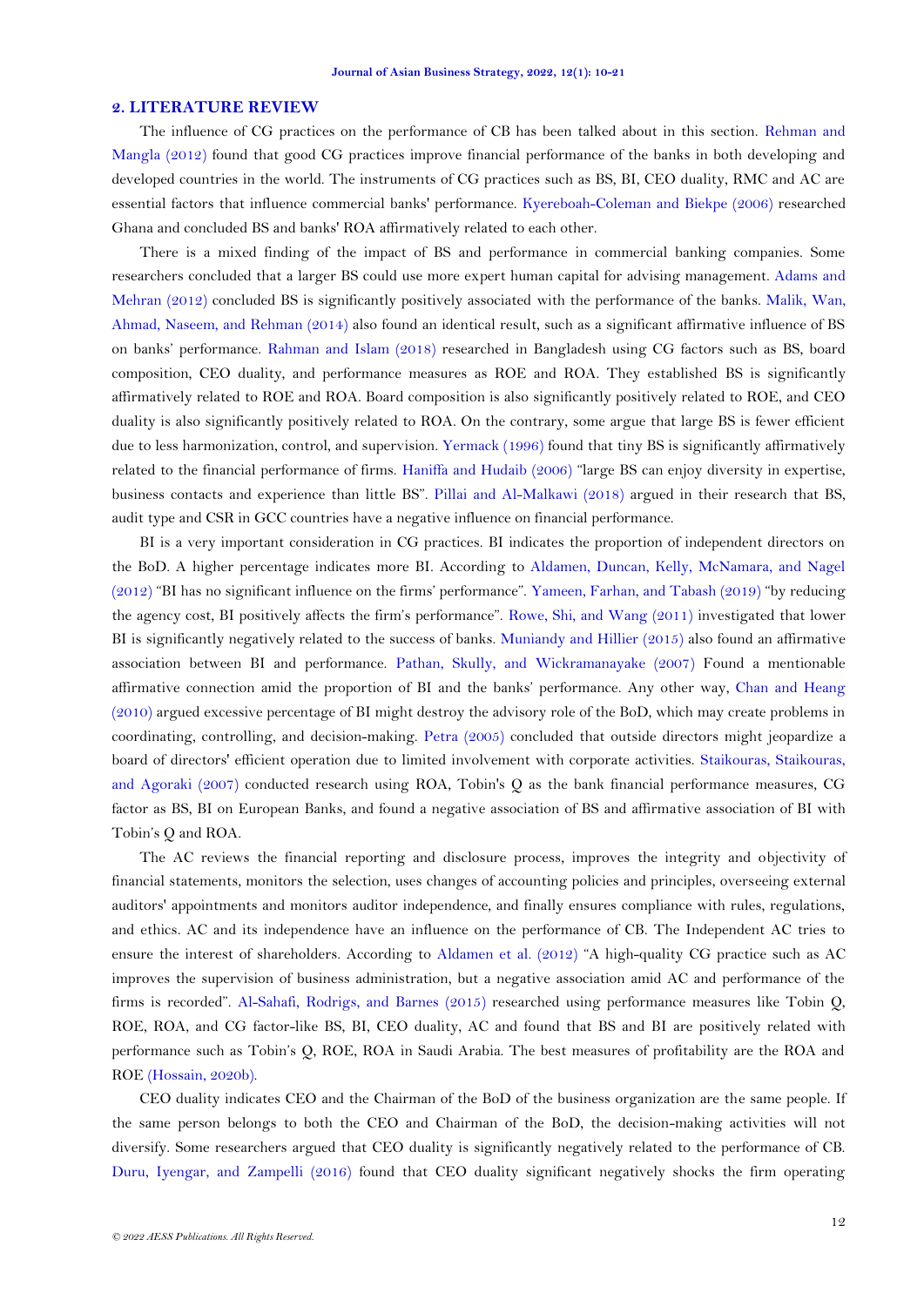## 2. LITERATURE REVIEW

The influence of CG practices on the performance of CB has been talked about in this section. Rehman and Mangla (2012) found that good CG practices improve financial performance of the banks in both developing and developed countries in the world. The instruments of CG practices such as BS, BI, CEO duality, RMC and AC are essential factors that influence commercial banks' performance. Kyereboah-Coleman and Biekpe (2006) researched Ghana and concluded BS and banks' ROA affirmatively related to each other.

There is a mixed finding of the impact of BS and performance in commercial banking companies. Some researchers concluded that a larger BS could use more expert human capital for advising management. Adams and Mehran (2012) concluded BS is significantly positively associated with the performance of the banks. Malik, Wan, Ahmad, Naseem, and Rehman (2014) also found an identical result, such as a significant affirmative influence of BS on banks' performance. Rahman and Islam (2018) researched in Bangladesh using CG factors such as BS, board composition, CEO duality, and performance measures as ROE and ROA. They established BS is significantly affirmatively related to ROE and ROA. Board composition is also significantly positively related to ROE, and CEO duality is also significantly positively related to ROA. On the contrary, some argue that large BS is fewer efficient due to less harmonization, control, and supervision. Yermack (1996) found that tiny BS is significantly affirmatively related to the financial performance of firms. Haniffa and Hudaib (2006) "large BS can enjoy diversity in expertise, business contacts and experience than little BS". Pillai and Al-Malkawi (2018) argued in their research that BS, audit type and CSR in GCC countries have a negative influence on financial performance.

BI is a very important consideration in CG practices. BI indicates the proportion of independent directors on the BoD. A higher percentage indicates more BI. According to Aldamen, Duncan, Kelly, McNamara, and Nagel (2012) "BI has no significant influence on the firms' performance". Yameen, Farhan, and Tabash (2019) "by reducing the agency cost, BI positively affects the firm's performance". Rowe, Shi, and Wang (2011) investigated that lower BI is significantly negatively related to the success of banks. Muniandy and Hillier (2015) also found an affirmative association between BI and performance. Pathan, Skully, and Wickramanayake (2007) Found a mentionable affirmative connection amid the proportion of BI and the banks' performance. Any other way, Chan and Heang (2010) argued excessive percentage of BI might destroy the advisory role of the BoD, which may create problems in coordinating, controlling, and decision-making. Petra (2005) concluded that outside directors might jeopardize a board of directors' efficient operation due to limited involvement with corporate activities. Staikouras, Staikouras, and Agoraki (2007) conducted research using ROA, Tobin's Q as the bank financial performance measures, CG factor as BS, BI on European Banks, and found a negative association of BS and affirmative association of BI with Tobin's Q and ROA.

The AC reviews the financial reporting and disclosure process, improves the integrity and objectivity of financial statements, monitors the selection, uses changes of accounting policies and principles, overseeing external auditors' appointments and monitors auditor independence, and finally ensures compliance with rules, regulations, and ethics. AC and its independence have an influence on the performance of CB. The Independent AC tries to ensure the interest of shareholders. According to Aldamen et al. (2012) "A high-quality CG practice such as AC improves the supervision of business administration, but a negative association amid AC and performance of the firms is recorded". Al-Sahafi, Rodrigs, and Barnes (2015) researched using performance measures like Tobin Q, ROE, ROA, and CG factor-like BS, BI, CEO duality, AC and found that BS and BI are positively related with performance such as Tobin's Q, ROE, ROA in Saudi Arabia. The best measures of profitability are the ROA and ROE (Hossain, 2020b).

CEO duality indicates CEO and the Chairman of the BoD of the business organization are the same people. If the same person belongs to both the CEO and Chairman of the BoD, the decision-making activities will not diversify. Some researchers argued that CEO duality is significantly negatively related to the performance of CB. Duru, Iyengar, and Zampelli (2016) found that CEO duality significant negatively shocks the firm operating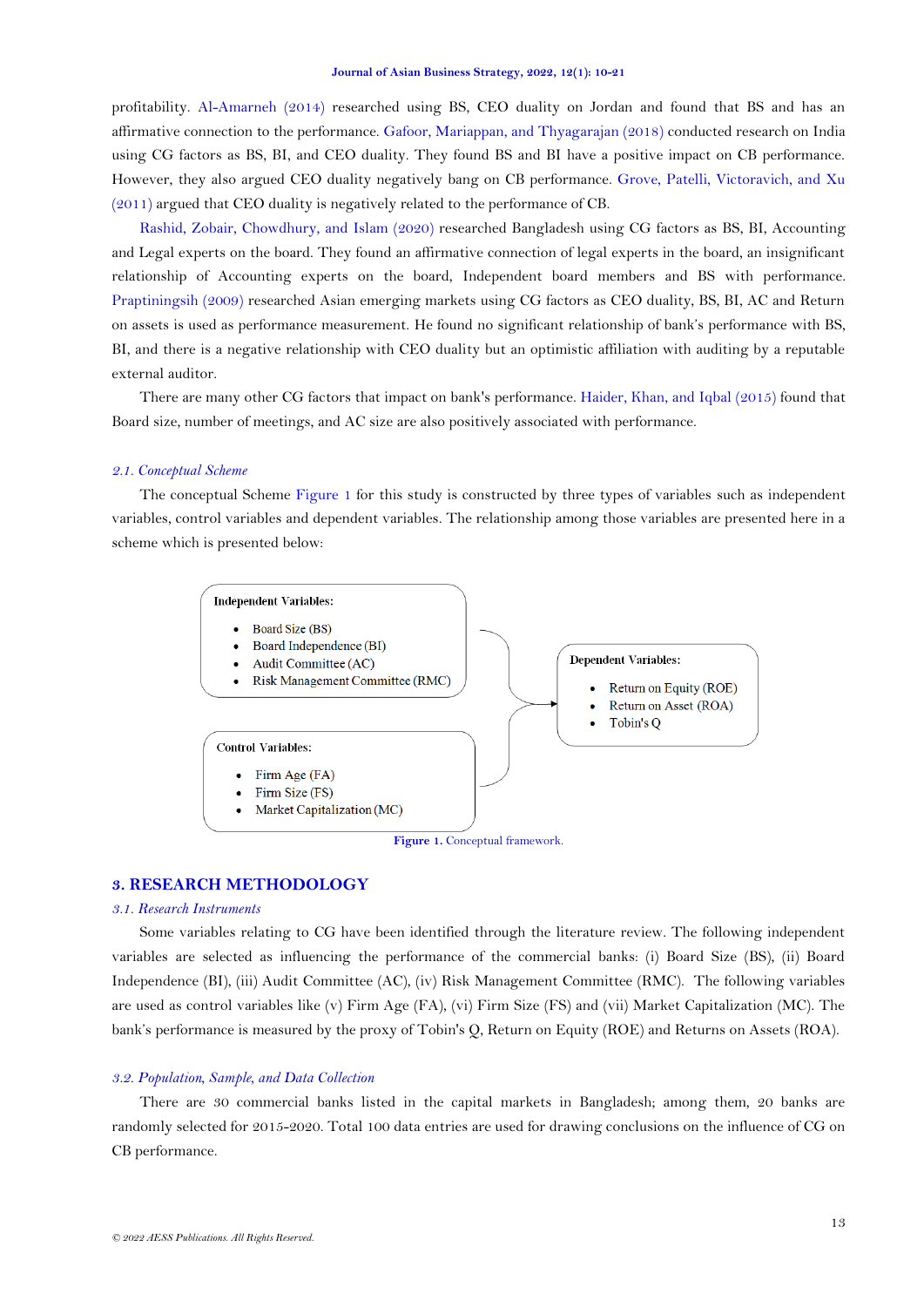profitability. Al-Amarneh (2014) researched using BS, CEO duality on Jordan and found that BS and has an affirmative connection to the performance. Gafoor, Mariappan, and Thyagarajan (2018) conducted research on India using CG factors as BS, BI, and CEO duality. They found BS and BI have a positive impact on CB performance. However, they also argued CEO duality negatively bang on CB performance. Grove, Patelli, Victoravich, and Xu (2011) argued that CEO duality is negatively related to the performance of CB.

Rashid, Zobair, Chowdhury, and Islam (2020) researched Bangladesh using CG factors as BS, BI, Accounting and Legal experts on the board. They found an affirmative connection of legal experts in the board, an insignificant relationship of Accounting experts on the board, Independent board members and BS with performance. Praptiningsih (2009) researched Asian emerging markets using CG factors as CEO duality, BS, BI, AC and Return on assets is used as performance measurement. He found no significant relationship of bank's performance with BS, BI, and there is a negative relationship with CEO duality but an optimistic affiliation with auditing by a reputable external auditor.

There are many other CG factors that impact on bank's performance. Haider, Khan, and Iqbal (2015) found that Board size, number of meetings, and AC size are also positively associated with performance.

### *2.1. Conceptual Scheme*

The conceptual Scheme Figure 1 for this study is constructed by three types of variables such as independent variables, control variables and dependent variables. The relationship among those variables are presented here in a scheme which is presented below:

**Independent Variables:**

- Board Size (BS)
- Board Independence (BI)
- Audit Committee (AC)
- Risk Management Committee (RMC)

**Control Variables:**

- Firm Age (FA)
- Firm Size (FS)
- Market Capitalization (MC)

**Dependent Variables:**

- Return on Equity (ROE)
- Return on Asset (ROA)
- Tobin's Q

**Figure 1.** Conceptual framework.

## 3. RESEARCH METHODOLOGY

### *3.1. Research Instruments*

Some variables relating to CG have been identified through the literature review. The following independent variables are selected as influencing the performance of the commercial banks: (i) Board Size (BS), (ii) Board Independence (BI), (iii) Audit Committee (AC), (iv) Risk Management Committee (RMC). The following variables are used as control variables like (v) Firm Age (FA), (vi) Firm Size (FS) and (vii) Market Capitalization (MC). The bank's performance is measured by the proxy of Tobin's Q, Return on Equity (ROE) and Returns on Assets (ROA).

### *3.2. Population, Sample, and Data Collection*

There are 30 commercial banks listed in the capital markets in Bangladesh; among them, 20 banks are randomly selected for 2015-2020. Total 100 data entries are used for drawing conclusions on the influence of CG on CB performance.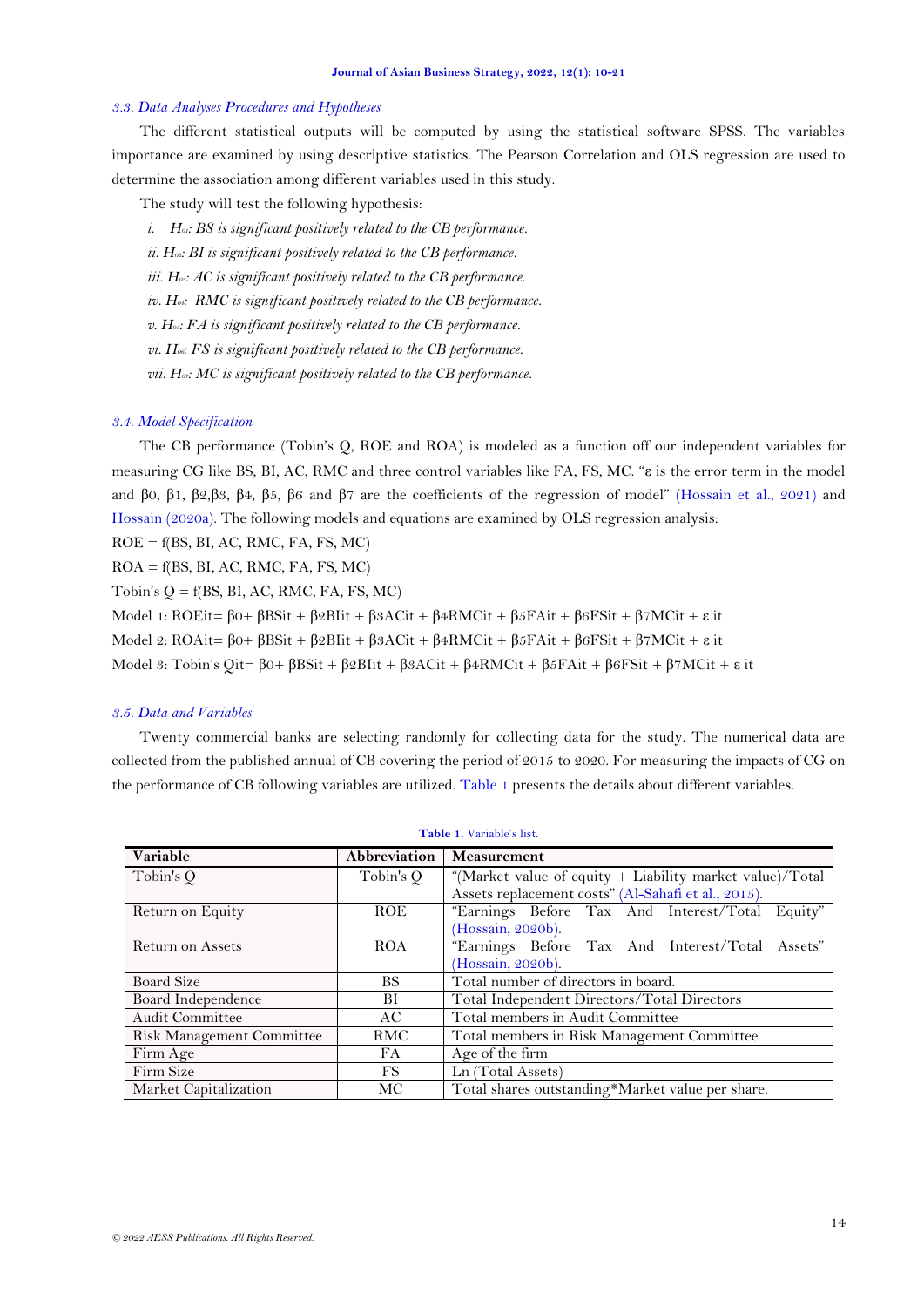### *3.3. Data Analyses Procedures and Hypotheses*

The different statistical outputs will be computed by using the statistical software SPSS. The variables importance are examined by using descriptive statistics. The Pearson Correlation and OLS regression are used to determine the association among different variables used in this study.

The study will test the following hypothesis:

*i. $H_{01}$: BS is significant positively related to the CB performance.*

*ii. $H_{02}$: BI is significant positively related to the CB performance.*

*iii. $H_{03}$: AC is significant positively related to the CB performance.*

*iv. $H_{04}$: RMC is significant positively related to the CB performance.*

*v. $H_{05}$: FA is significant positively related to the CB performance.*

*vi. $H_{06}$: FS is significant positively related to the CB performance.*

*vii. $H_{07}$: MC is significant positively related to the CB performance.*

### *3.4. Model Specification*

The CB performance (Tobin's Q, ROE and ROA) is modeled as a function off our independent variables for measuring CG like BS, BI, AC, RMC and three control variables like FA, FS, MC. "ε is the error term in the model and β0, β1, β2,β3, β4, β5, β6 and β7 are the coefficients of the regression of model" (Hossain et al., 2021) and Hossain (2020a). The following models and equations are examined by OLS regression analysis:

ROE = f(BS, BI, AC, RMC, FA, FS, MC)

ROA = f(BS, BI, AC, RMC, FA, FS, MC)

Tobin's Q = f(BS, BI, AC, RMC, FA, FS, MC)

Model 1: $ROE_{it} = \beta_0 + \beta BS_{it} + \beta_2 BI_{it} + \beta_3 AC_{it} + \beta_4 RMC_{it} + \beta_5 FA_{it} + \beta_6 FS_{it} + \beta_7 MC_{it} + \varepsilon_{it}$

Model 2: $ROA_{it} = \beta_0 + \beta BS_{it} + \beta_2 BI_{it} + \beta_3 AC_{it} + \beta_4 RMC_{it} + \beta_5 FA_{it} + \beta_6 FS_{it} + \beta_7 MC_{it} + \varepsilon_{it}$

Model 3: $\text{Tobin's } Q_{it} = \beta_0 + \beta BS_{it} + \beta_2 BI_{it} + \beta_3 AC_{it} + \beta_4 RMC_{it} + \beta_5 FA_{it} + \beta_6 FS_{it} + \beta_7 MC_{it} + \varepsilon_{it}$

### *3.5. Data and Variables*

Twenty commercial banks are selecting randomly for collecting data for the study. The numerical data are collected from the published annual of CB covering the period of 2015 to 2020. For measuring the impacts of CG on the performance of CB following variables are utilized. Table 1 presents the details about different variables.

**Table 1.** Variable's list.

| Variable | Abbreviation | Measurement |
|---|---|---|
| Tobin's Q | Tobin's Q | "(Market value of equity + Liability market value)/Total Assets replacement costs" (Al-Sahafi et al., 2015). |
| Return on Equity | ROE | "Earnings Before Tax And Interest/Total Equity" (Hossain, 2020b). |
| Return on Assets | ROA | "Earnings Before Tax And Interest/Total Assets" (Hossain, 2020b). |
| Board Size | BS | Total number of directors in board. |
| Board Independence | BI | Total Independent Directors/Total Directors |
| Audit Committee | AC | Total members in Audit Committee |
| Risk Management Committee | RMC | Total members in Risk Management Committee |
| Firm Age | FA | Age of the firm |
| Firm Size | FS | Ln (Total Assets) |
| Market Capitalization | MC | Total shares outstanding*Market value per share. |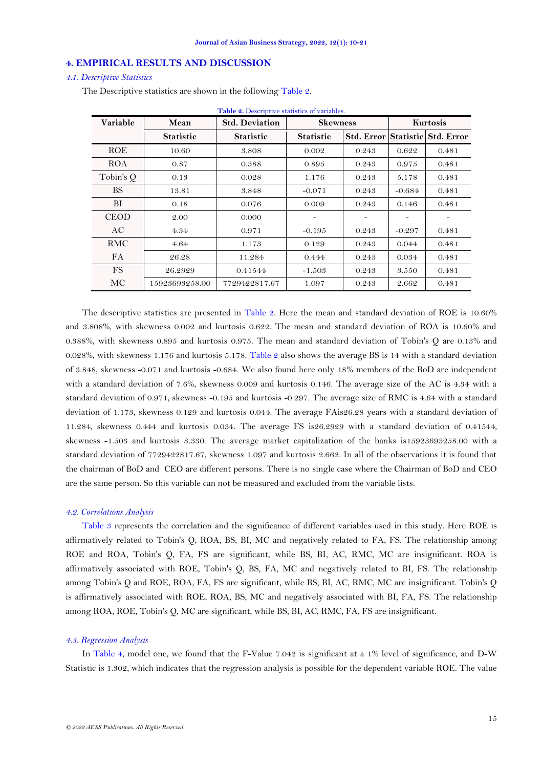## 4. EMPIRICAL RESULTS AND DISCUSSION

### *4.1. Descriptive Statistics*

The Descriptive statistics are shown in the following Table 2.

**Table 2.** Descriptive statistics of variables.

| Variable | Mean | Std. Deviation | Skewness | | Kurtosis | |
|---|---|---|---|---|---|---|
| | Statistic | Statistic | Statistic | Std. Error | Statistic | Std. Error |
| ROE | 10.60 | 3.808 | 0.002 | 0.243 | 0.622 | 0.481 |
| ROA | 0.87 | 0.388 | 0.895 | 0.243 | 0.975 | 0.481 |
| Tobin's Q | 0.13 | 0.028 | 1.176 | 0.243 | 5.178 | 0.481 |
| BS | 13.81 | 3.848 | -0.071 | 0.243 | -0.684 | 0.481 |
| BI | 0.18 | 0.076 | 0.009 | 0.243 | 0.146 | 0.481 |
| CEOD | 2.00 | 0.000 | - | - | - | - |
| AC | 4.34 | 0.971 | -0.195 | 0.243 | -0.297 | 0.481 |
| RMC | 4.64 | 1.173 | 0.129 | 0.243 | 0.044 | 0.481 |
| FA | 26.28 | 11.284 | 0.444 | 0.243 | 0.034 | 0.481 |
| FS | 26.2929 | 0.41544 | -1.503 | 0.243 | 3.550 | 0.481 |
| MC | 15923693258.00 | 7729422817.67 | 1.097 | 0.243 | 2.662 | 0.481 |

The descriptive statistics are presented in Table 2. Here the mean and standard deviation of ROE is 10.60% and 3.808%, with skewness 0.002 and kurtosis 0.622. The mean and standard deviation of ROA is 10.60% and 0.388%, with skewness 0.895 and kurtosis 0.975. The mean and standard deviation of Tobin's Q are 0.13% and 0.028%, with skewness 1.176 and kurtosis 5.178. Table 2 also shows the average BS is 14 with a standard deviation of 3.848, skewness -0.071 and kurtosis -0.684. We also found here only 18% members of the BoD are independent with a standard deviation of 7.6%, skewness 0.009 and kurtosis 0.146. The average size of the AC is 4.34 with a standard deviation of 0.971, skewness -0.195 and kurtosis -0.297. The average size of RMC is 4.64 with a standard deviation of 1.173, skewness 0.129 and kurtosis 0.044. The average FAis26.28 years with a standard deviation of 11.284, skewness 0.444 and kurtosis 0.034. The average FS is26.2929 with a standard deviation of 0.41544, skewness -1.503 and kurtosis 3.330. The average market capitalization of the banks is15923693258.00 with a standard deviation of 7729422817.67, skewness 1.097 and kurtosis 2.662. In all of the observations it is found that the chairman of BoD and CEO are different persons. There is no single case where the Chairman of BoD and CEO are the same person. So this variable can not be measured and excluded from the variable lists.

### *4.2. Correlations Analysis*

Table 3 represents the correlation and the significance of different variables used in this study. Here ROE is affirmatively related to Tobin's Q, ROA, BS, BI, MC and negatively related to FA, FS. The relationship among ROE and ROA, Tobin's Q, FA, FS are significant, while BS, BI, AC, RMC, MC are insignificant. ROA is affirmatively associated with ROE, Tobin's Q, BS, FA, MC and negatively related to BI, FS. The relationship among Tobin's Q and ROE, ROA, FA, FS are significant, while BS, BI, AC, RMC, MC are insignificant. Tobin's Q is affirmatively associated with ROE, ROA, BS, MC and negatively associated with BI, FA, FS. The relationship among ROA, ROE, Tobin's Q, MC are significant, while BS, BI, AC, RMC, FA, FS are insignificant.

### *4.3. Regression Analysis*

In Table 4, model one, we found that the F-Value 7.042 is significant at a 1% level of significance, and D-W Statistic is 1.302, which indicates that the regression analysis is possible for the dependent variable ROE. The value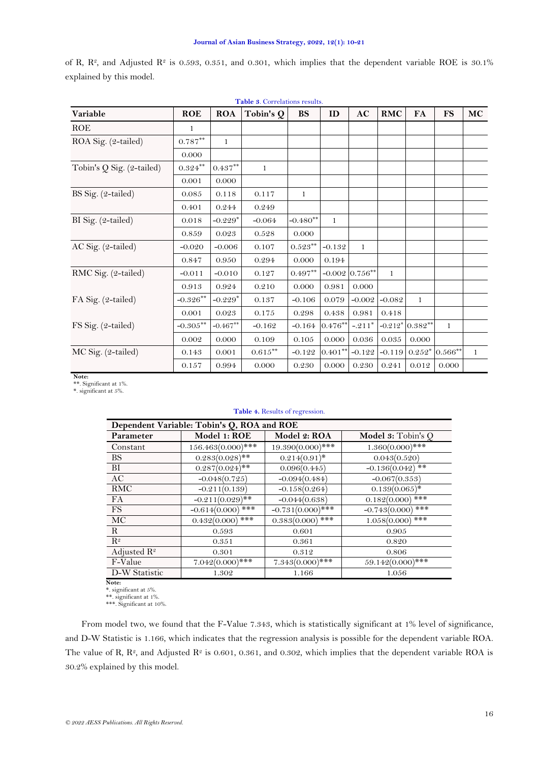of R, $R^2$, and Adjusted $R^2$ is 0.593, 0.351, and 0.301, which implies that the dependent variable ROE is 30.1% explained by this model.

**Table 3.** Correlations results.

| Variable | ROE | ROA | Tobin's Q | BS | ID | AC | RMC | FA | FS | MC |
|---|---|---|---|---|---|---|---|---|---|---|
| ROE | 1 | | | | | | | | | |
| ROA Sig. (2-tailed) | 0.787** | 1 | | | | | | | | |
| | 0.000 | | | | | | | | | |
| Tobin's Q Sig. (2-tailed) | 0.324** | 0.437** | 1 | | | | | | | |
| | 0.001 | 0.000 | | | | | | | | |
| BS Sig. (2-tailed) | 0.085 | 0.118 | 0.117 | 1 | | | | | | |
| | 0.401 | 0.244 | 0.249 | | | | | | | |
| BI Sig. (2-tailed) | 0.018 | -0.229* | -0.064 | -0.480** | 1 | | | | | |
| | 0.859 | 0.023 | 0.528 | 0.000 | | | | | | |
| AC Sig. (2-tailed) | -0.020 | -0.006 | 0.107 | 0.523** | -0.132 | 1 | | | | |
| | 0.847 | 0.950 | 0.294 | 0.000 | 0.194 | | | | | |
| RMC Sig. (2-tailed) | -0.011 | -0.010 | 0.127 | 0.497** | -0.002 | 0.756** | 1 | | | |
| | 0.913 | 0.924 | 0.210 | 0.000 | 0.981 | 0.000 | | | | |
| FA Sig. (2-tailed) | -0.326** | -0.229* | 0.137 | -0.106 | 0.079 | -0.002 | -0.082 | 1 | | |
| | 0.001 | 0.023 | 0.175 | 0.298 | 0.438 | 0.981 | 0.418 | | | |
| FS Sig. (2-tailed) | -0.305** | -0.467** | -0.162 | -0.164 | 0.476** | -.211* | -0.212* | 0.382** | 1 | |
| | 0.002 | 0.000 | 0.109 | 0.105 | 0.000 | 0.036 | 0.035 | 0.000 | | |
| MC Sig. (2-tailed) | 0.143 | 0.001 | 0.615** | -0.122 | 0.401** | -0.122 | -0.119 | 0.252* | 0.566** | 1 |
| | 0.157 | 0.994 | 0.000 | 0.230 | 0.000 | 0.230 | 0.241 | 0.012 | 0.000 | |

**Note:**
**. Significant at 1%.
*. significant at 5%.

**Table 4.** Results of regression.

| Dependent Variable: Tobin's Q, ROA and ROE | | | |
|---|---|---|---|
| **Parameter** | **Model 1: ROE** | **Model 2: ROA** | **Model 3:** Tobin's Q |
| Constant | 156.463(0.000)*** | 19.390(0.000)*** | 1.360(0.000)*** |
| BS | 0.283(0.028)** | 0.214(0.91)* | 0.043(0.520) |
| BI | 0.287(0.024)** | 0.096(0.445) | -0.136(0.042) ** |
| AC | -0.048(0.725) | -0.094(0.484) | -0.067(0.353) |
| RMC | -0.211(0.139) | -0.158(0.264) | 0.139(0.065)* |
| FA | -0.211(0.029)** | -0.044(0.638) | 0.182(0.000) *** |
| FS | -0.614(0.000) *** | -0.731(0.000)*** | -0.743(0.000) *** |
| MC | 0.432(0.000) *** | 0.383(0.000) *** | 1.058(0.000) *** |
| R | 0.593 | 0.601 | 0.905 |
| $R^2$ | 0.351 | 0.361 | 0.820 |
| Adjusted $R^2$ | 0.301 | 0.312 | 0.806 |
| F-Value | 7.042(0.000)*** | 7.343(0.000)*** | 59.142(0.000)*** |
| D-W Statistic | 1.302 | 1.166 | 1.056 |

**Note:**
*. significant at 5%.
**. significant at 1%.
***. Significant at 10%.

From model two, we found that the F-Value 7.343, which is statistically significant at 1% level of significance, and D-W Statistic is 1.166, which indicates that the regression analysis is possible for the dependent variable ROA. The value of R, $R^2$, and Adjusted $R^2$ is 0.601, 0.361, and 0.302, which implies that the dependent variable ROA is 30.2% explained by this model.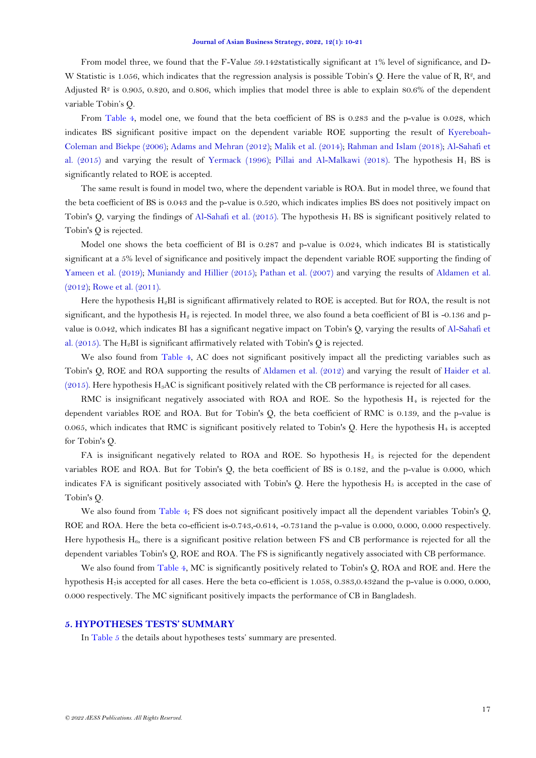From model three, we found that the F-Value 59.142statistically significant at 1% level of significance, and D-W Statistic is 1.056, which indicates that the regression analysis is possible Tobin's Q. Here the value of R, $R^2$, and Adjusted $R^2$ is 0.905, 0.820, and 0.806, which implies that model three is able to explain 80.6% of the dependent variable Tobin's Q.

From Table 4, model one, we found that the beta coefficient of BS is 0.283 and the p-value is 0.028, which indicates BS significant positive impact on the dependent variable ROE supporting the result of Kyereboah-Coleman and Biekpe (2006); Adams and Mehran (2012); Malik et al. (2014); Rahman and Islam (2018); Al-Sahafi et al. (2015) and varying the result of Yermack (1996); Pillai and Al-Malkawi (2018). The hypothesis $H_1$ BS is significantly related to ROE is accepted.

The same result is found in model two, where the dependent variable is ROA. But in model three, we found that the beta coefficient of BS is 0.043 and the p-value is 0.520, which indicates implies BS does not positively impact on Tobin's Q, varying the findings of Al-Sahafi et al. (2015). The hypothesis $H_1$ BS is significant positively related to Tobin's Q is rejected.

Model one shows the beta coefficient of BI is 0.287 and p-value is 0.024, which indicates BI is statistically significant at a 5% level of significance and positively impact the dependent variable ROE supporting the finding of Yameen et al. (2019); Muniandy and Hillier (2015); Pathan et al. (2007) and varying the results of Aldamen et al. (2012); Rowe et al. (2011).

Here the hypothesis $H_2$BI is significant affirmatively related to ROE is accepted. But for ROA, the result is not significant, and the hypothesis $H_2$ is rejected. In model three, we also found a beta coefficient of BI is -0.136 and p-value is 0.042, which indicates BI has a significant negative impact on Tobin's Q, varying the results of Al-Sahafi et al. (2015). The $H_2$BI is significant affirmatively related with Tobin's Q is rejected.

We also found from Table 4, AC does not significant positively impact all the predicting variables such as Tobin's Q, ROE and ROA supporting the results of Aldamen et al. (2012) and varying the result of Haider et al. (2015). Here hypothesis $H_3$AC is significant positively related with the CB performance is rejected for all cases.

RMC is insignificant negatively associated with ROA and ROE. So the hypothesis $H_4$ is rejected for the dependent variables ROE and ROA. But for Tobin's Q, the beta coefficient of RMC is 0.139, and the p-value is 0.065, which indicates that RMC is significant positively related to Tobin's Q. Here the hypothesis $H_4$ is accepted for Tobin's Q.

FA is insignificant negatively related to ROA and ROE. So hypothesis $H_5$ is rejected for the dependent variables ROE and ROA. But for Tobin's Q, the beta coefficient of BS is 0.182, and the p-value is 0.000, which indicates FA is significant positively associated with Tobin's Q. Here the hypothesis $H_5$ is accepted in the case of Tobin's Q.

We also found from Table 4; FS does not significant positively impact all the dependent variables Tobin's Q, ROE and ROA. Here the beta co-efficient is-0.743,-0.614, -0.731and the p-value is 0.000, 0.000, 0.000 respectively. Here hypothesis $H_6$, there is a significant positive relation between FS and CB performance is rejected for all the dependent variables Tobin's Q, ROE and ROA. The FS is significantly negatively associated with CB performance.

We also found from Table 4, MC is significantly positively related to Tobin's Q, ROA and ROE and. Here the hypothesis $H_7$is accepted for all cases. Here the beta co-efficient is 1.058, 0.383,0.432and the p-value is 0.000, 0.000, 0.000 respectively. The MC significant positively impacts the performance of CB in Bangladesh.

## 5. HYPOTHESES TESTS' SUMMARY

In Table 5 the details about hypotheses tests' summary are presented.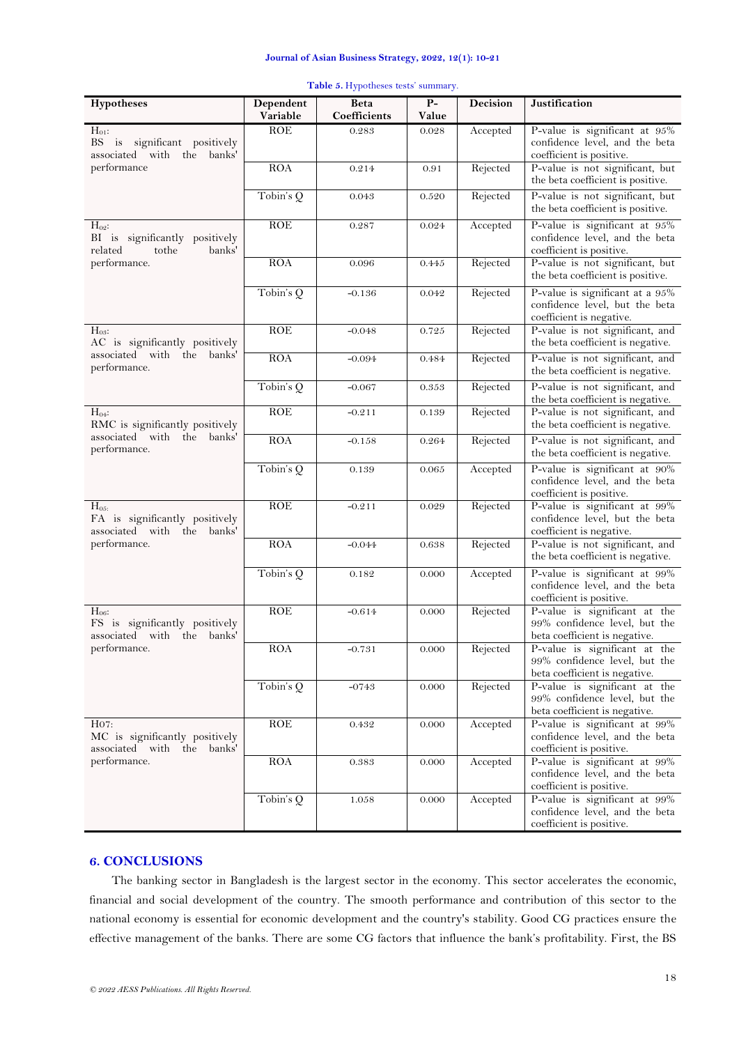**Table 5.** Hypotheses tests' summary.

| Hypotheses | Dependent Variable | Beta Coefficients | P-Value | Decision | Justification |
|---|---|---|---|---|---|
| $H_{01}$: BS is significant positively associated with the banks' performance | ROE | 0.283 | 0.028 | Accepted | P-value is significant at 95% confidence level, and the beta coefficient is positive. |
| | ROA | 0.214 | 0.91 | Rejected | P-value is not significant, but the beta coefficient is positive. |
| | Tobin's Q | 0.043 | 0.520 | Rejected | P-value is not significant, but the beta coefficient is positive. |
| $H_{02}$: BI is significantly positively related tothe banks' performance. | ROE | 0.287 | 0.024 | Accepted | P-value is significant at 95% confidence level, and the beta coefficient is positive. |
| | ROA | 0.096 | 0.445 | Rejected | P-value is not significant, but the beta coefficient is positive. |
| | Tobin's Q | -0.136 | 0.042 | Rejected | P-value is significant at a 95% confidence level, but the beta coefficient is negative. |
| $H_{03}$: AC is significantly positively associated with the banks' performance. | ROE | -0.048 | 0.725 | Rejected | P-value is not significant, and the beta coefficient is negative. |
| | ROA | -0.094 | 0.484 | Rejected | P-value is not significant, and the beta coefficient is negative. |
| | Tobin's Q | -0.067 | 0.353 | Rejected | P-value is not significant, and the beta coefficient is negative. |
| $H_{04}$: RMC is significantly positively associated with the banks' performance. | ROE | -0.211 | 0.139 | Rejected | P-value is not significant, and the beta coefficient is negative. |
| | ROA | -0.158 | 0.264 | Rejected | P-value is not significant, and the beta coefficient is negative. |
| | Tobin's Q | 0.139 | 0.065 | Accepted | P-value is significant at 90% confidence level, and the beta coefficient is positive. |
| $H_{05}$: FA is significantly positively associated with the banks' performance. | ROE | -0.211 | 0.029 | Rejected | P-value is significant at 99% confidence level, but the beta coefficient is negative. |
| | ROA | -0.044 | 0.638 | Rejected | P-value is not significant, and the beta coefficient is negative. |
| | Tobin's Q | 0.182 | 0.000 | Accepted | P-value is significant at 99% confidence level, and the beta coefficient is positive. |
| $H_{06}$: FS is significantly positively associated with the banks' performance. | ROE | -0.614 | 0.000 | Rejected | P-value is significant at the 99% confidence level, but the beta coefficient is negative. |
| | ROA | -0.731 | 0.000 | Rejected | P-value is significant at the 99% confidence level, but the beta coefficient is negative. |
| | Tobin's Q | -0743 | 0.000 | Rejected | P-value is significant at the 99% confidence level, but the beta coefficient is negative. |
| H07: MC is significantly positively associated with the banks' performance. | ROE | 0.432 | 0.000 | Accepted | P-value is significant at 99% confidence level, and the beta coefficient is positive. |
| | ROA | 0.383 | 0.000 | Accepted | P-value is significant at 99% confidence level, and the beta coefficient is positive. |
| | Tobin's Q | 1.058 | 0.000 | Accepted | P-value is significant at 99% confidence level, and the beta coefficient is positive. |

## 6. CONCLUSIONS

The banking sector in Bangladesh is the largest sector in the economy. This sector accelerates the economic, financial and social development of the country. The smooth performance and contribution of this sector to the national economy is essential for economic development and the country's stability. Good CG practices ensure the effective management of the banks. There are some CG factors that influence the bank's profitability. First, the BS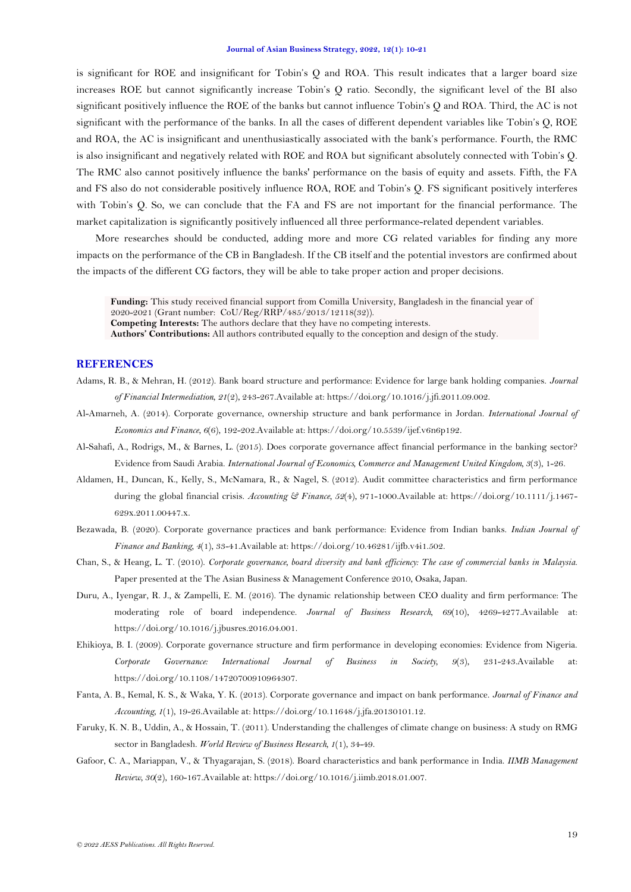is significant for ROE and insignificant for Tobin's Q and ROA. This result indicates that a larger board size increases ROE but cannot significantly increase Tobin's Q ratio. Secondly, the significant level of the BI also significant positively influence the ROE of the banks but cannot influence Tobin's Q and ROA. Third, the AC is not significant with the performance of the banks. In all the cases of different dependent variables like Tobin's Q, ROE and ROA, the AC is insignificant and unenthusiastically associated with the bank's performance. Fourth, the RMC is also insignificant and negatively related with ROE and ROA but significant absolutely connected with Tobin's Q. The RMC also cannot positively influence the banks' performance on the basis of equity and assets. Fifth, the FA and FS also do not considerable positively influence ROA, ROE and Tobin's Q. FS significant positively interferes with Tobin's Q. So, we can conclude that the FA and FS are not important for the financial performance. The market capitalization is significantly positively influenced all three performance-related dependent variables.

More researches should be conducted, adding more and more CG related variables for finding any more impacts on the performance of the CB in Bangladesh. If the CB itself and the potential investors are confirmed about the impacts of the different CG factors, they will be able to take proper action and proper decisions.

**Funding:** This study received financial support from Comilla University, Bangladesh in the financial year of 2020-2021 (Grant number: CoU/Reg/RRP/485/2013/12118(32)).
**Competing Interests:** The authors declare that they have no competing interests.
**Authors' Contributions:** All authors contributed equally to the conception and design of the study.

## REFERENCES

Adams, R. B., & Mehran, H. (2012). Bank board structure and performance: Evidence for large bank holding companies. *Journal of Financial Intermediation, 21*(2), 243-267.Available at: https://doi.org/10.1016/j.jfi.2011.09.002.

Al-Amarneh, A. (2014). Corporate governance, ownership structure and bank performance in Jordan. *International Journal of Economics and Finance, 6*(6), 192-202.Available at: https://doi.org/10.5539/ijef.v6n6p192.

Al-Sahafi, A., Rodrigs, M., & Barnes, L. (2015). Does corporate governance affect financial performance in the banking sector? Evidence from Saudi Arabia. *International Journal of Economics, Commerce and Management United Kingdom, 3*(3), 1-26.

Aldamen, H., Duncan, K., Kelly, S., McNamara, R., & Nagel, S. (2012). Audit committee characteristics and firm performance during the global financial crisis. *Accounting & Finance, 52*(4), 971-1000.Available at: https://doi.org/10.1111/j.1467-629x.2011.00447.x.

Bezawada, B. (2020). Corporate governance practices and bank performance: Evidence from Indian banks. *Indian Journal of Finance and Banking, 4*(1), 33-41.Available at: https://doi.org/10.46281/ijfb.v4i1.502.

Chan, S., & Heang, L. T. (2010). *Corporate governance, board diversity and bank efficiency: The case of commercial banks in Malaysia.* Paper presented at the The Asian Business & Management Conference 2010, Osaka, Japan.

Duru, A., Iyengar, R. J., & Zampelli, E. M. (2016). The dynamic relationship between CEO duality and firm performance: The moderating role of board independence. *Journal of Business Research, 69*(10), 4269-4277.Available at: https://doi.org/10.1016/j.jbusres.2016.04.001.

Ehikioya, B. I. (2009). Corporate governance structure and firm performance in developing economies: Evidence from Nigeria. *Corporate Governance: International Journal of Business in Society, 9*(3), 231-243.Available at: https://doi.org/10.1108/14720700910964307.

Fanta, A. B., Kemal, K. S., & Waka, Y. K. (2013). Corporate governance and impact on bank performance. *Journal of Finance and Accounting, 1*(1), 19-26.Available at: https://doi.org/10.11648/j.jfa.20130101.12.

Faruky, K. N. B., Uddin, A., & Hossain, T. (2011). Understanding the challenges of climate change on business: A study on RMG sector in Bangladesh. *World Review of Business Research, 1*(1), 34-49.

Gafoor, C. A., Mariappan, V., & Thyagarajan, S. (2018). Board characteristics and bank performance in India. *IIMB Management Review, 30*(2), 160-167.Available at: https://doi.org/10.1016/j.iimb.2018.01.007.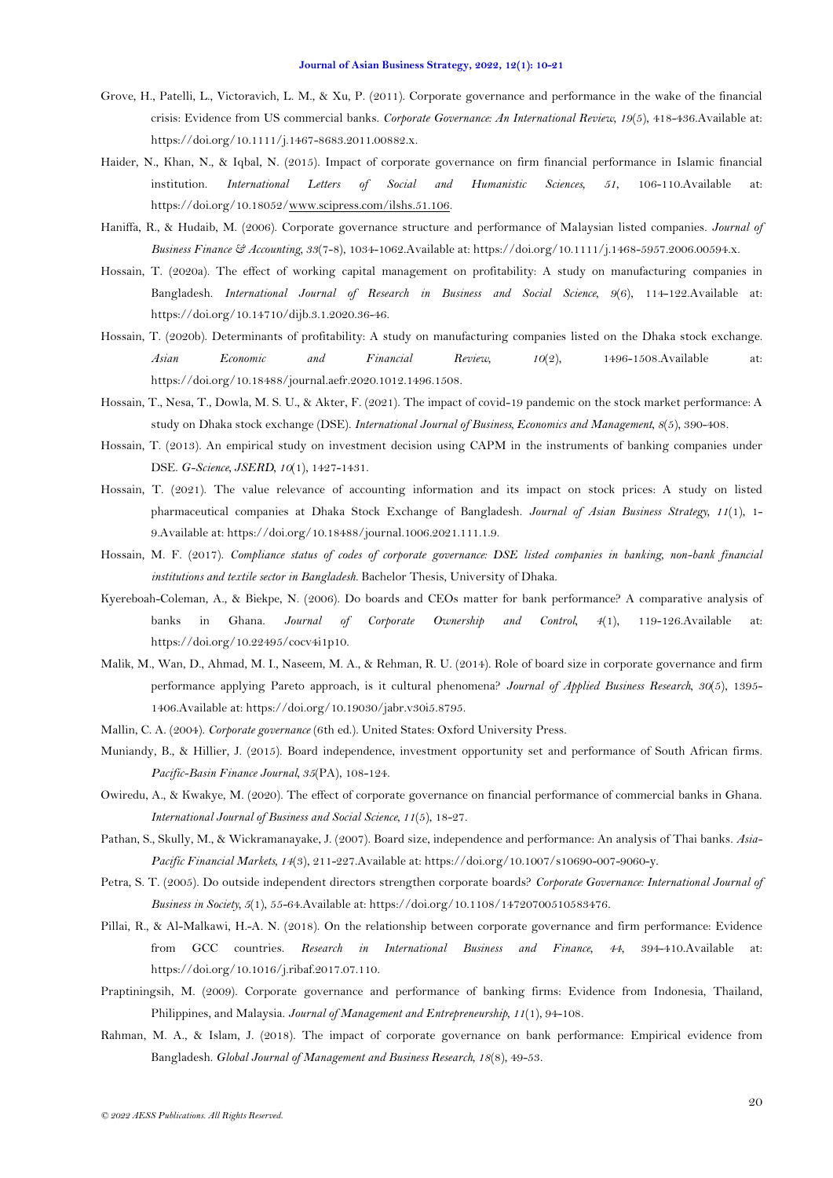Grove, H., Patelli, L., Victoravich, L. M., & Xu, P. (2011). Corporate governance and performance in the wake of the financial crisis: Evidence from US commercial banks. *Corporate Governance: An International Review, 19*(5), 418-436.Available at: https://doi.org/10.1111/j.1467-8683.2011.00882.x.

Haider, N., Khan, N., & Iqbal, N. (2015). Impact of corporate governance on firm financial performance in Islamic financial institution. *International Letters of Social and Humanistic Sciences, 51*, 106-110.Available at: https://doi.org/10.18052/www.scipress.com/ilshs.51.106.

Haniffa, R., & Hudaib, M. (2006). Corporate governance structure and performance of Malaysian listed companies. *Journal of Business Finance & Accounting, 33*(7-8), 1034-1062.Available at: https://doi.org/10.1111/j.1468-5957.2006.00594.x.

Hossain, T. (2020a). The effect of working capital management on profitability: A study on manufacturing companies in Bangladesh. *International Journal of Research in Business and Social Science, 9*(6), 114-122.Available at: https://doi.org/10.14710/dijb.3.1.2020.36-46.

Hossain, T. (2020b). Determinants of profitability: A study on manufacturing companies listed on the Dhaka stock exchange. *Asian Economic and Financial Review, 10*(2), 1496-1508.Available at: https://doi.org/10.18488/journal.aefr.2020.1012.1496.1508.

Hossain, T., Nesa, T., Dowla, M. S. U., & Akter, F. (2021). The impact of covid-19 pandemic on the stock market performance: A study on Dhaka stock exchange (DSE). *International Journal of Business, Economics and Management, 8*(5), 390-408.

Hossain, T. (2013). An empirical study on investment decision using CAPM in the instruments of banking companies under DSE. *G-Science, JSERD, 10*(1), 1427-1431.

Hossain, T. (2021). The value relevance of accounting information and its impact on stock prices: A study on listed pharmaceutical companies at Dhaka Stock Exchange of Bangladesh. *Journal of Asian Business Strategy, 11*(1), 1-9.Available at: https://doi.org/10.18488/journal.1006.2021.111.1.9.

Hossain, M. F. (2017). *Compliance status of codes of corporate governance: DSE listed companies in banking, non-bank financial institutions and textile sector in Bangladesh*. Bachelor Thesis, University of Dhaka.

Kyereboah-Coleman, A., & Biekpe, N. (2006). Do boards and CEOs matter for bank performance? A comparative analysis of banks in Ghana. *Journal of Corporate Ownership and Control, 4*(1), 119-126.Available at: https://doi.org/10.22495/cocv4i1p10.

Malik, M., Wan, D., Ahmad, M. I., Naseem, M. A., & Rehman, R. U. (2014). Role of board size in corporate governance and firm performance applying Pareto approach, is it cultural phenomena? *Journal of Applied Business Research, 30*(5), 1395-1406.Available at: https://doi.org/10.19030/jabr.v30i5.8795.

Mallin, C. A. (2004). *Corporate governance* (6th ed.). United States: Oxford University Press.

Muniandy, B., & Hillier, J. (2015). Board independence, investment opportunity set and performance of South African firms. *Pacific-Basin Finance Journal, 35*(PA), 108-124.

Owiredu, A., & Kwakye, M. (2020). The effect of corporate governance on financial performance of commercial banks in Ghana. *International Journal of Business and Social Science, 11*(5), 18-27.

Pathan, S., Skully, M., & Wickramanayake, J. (2007). Board size, independence and performance: An analysis of Thai banks. *Asia-Pacific Financial Markets, 14*(3), 211-227.Available at: https://doi.org/10.1007/s10690-007-9060-y.

Petra, S. T. (2005). Do outside independent directors strengthen corporate boards? *Corporate Governance: International Journal of Business in Society, 5*(1), 55-64.Available at: https://doi.org/10.1108/14720700510583476.

Pillai, R., & Al-Malkawi, H.-A. N. (2018). On the relationship between corporate governance and firm performance: Evidence from GCC countries. *Research in International Business and Finance, 44*, 394-410.Available at: https://doi.org/10.1016/j.ribaf.2017.07.110.

Praptiningsih, M. (2009). Corporate governance and performance of banking firms: Evidence from Indonesia, Thailand, Philippines, and Malaysia. *Journal of Management and Entrepreneurship, 11*(1), 94-108.

Rahman, M. A., & Islam, J. (2018). The impact of corporate governance on bank performance: Empirical evidence from Bangladesh. *Global Journal of Management and Business Research, 18*(8), 49-53.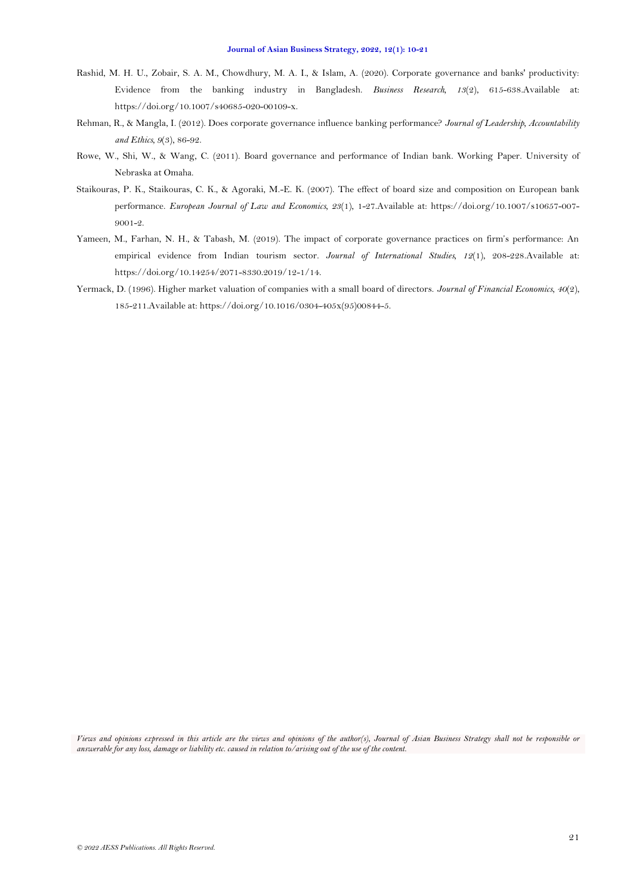Rashid, M. H. U., Zobair, S. A. M., Chowdhury, M. A. I., & Islam, A. (2020). Corporate governance and banks' productivity: Evidence from the banking industry in Bangladesh. *Business Research*, *13*(2), 615-638.Available at: https://doi.org/10.1007/s40685-020-00109-x.

Rehman, R., & Mangla, I. (2012). Does corporate governance influence banking performance? *Journal of Leadership, Accountability and Ethics*, *9*(3), 86-92.

Rowe, W., Shi, W., & Wang, C. (2011). Board governance and performance of Indian bank. Working Paper. University of Nebraska at Omaha.

Staikouras, P. K., Staikouras, C. K., & Agoraki, M.-E. K. (2007). The effect of board size and composition on European bank performance. *European Journal of Law and Economics*, *23*(1), 1-27.Available at: https://doi.org/10.1007/s10657-007-9001-2.

Yameen, M., Farhan, N. H., & Tabash, M. (2019). The impact of corporate governance practices on firm's performance: An empirical evidence from Indian tourism sector. *Journal of International Studies*, *12*(1), 208-228.Available at: https://doi.org/10.14254/2071-8330.2019/12-1/14.

Yermack, D. (1996). Higher market valuation of companies with a small board of directors. *Journal of Financial Economics*, *40*(2), 185-211.Available at: https://doi.org/10.1016/0304-405x(95)00844-5.

*Views and opinions expressed in this article are the views and opinions of the author(s), Journal of Asian Business Strategy shall not be responsible or answerable for any loss, damage or liability etc. caused in relation to/arising out of the use of the content.*